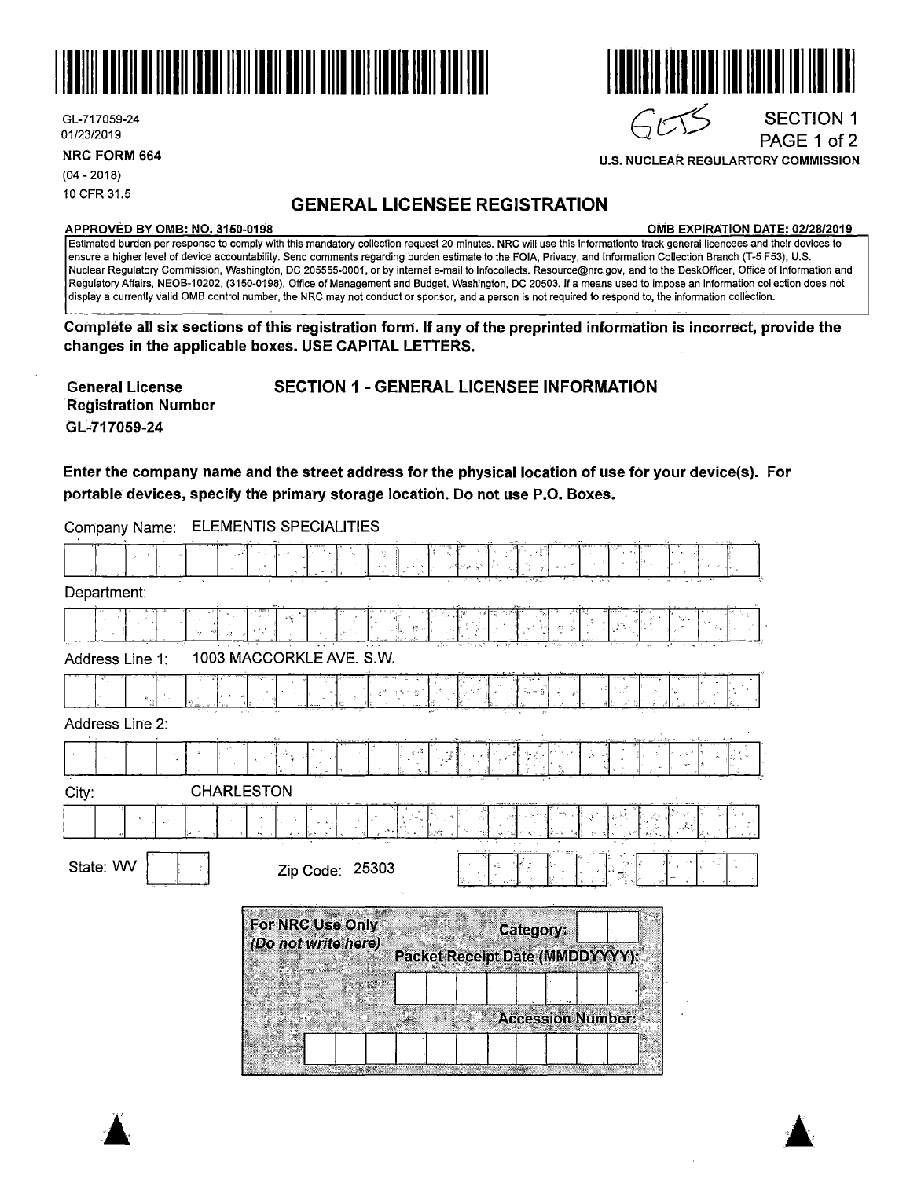GL-717059-24
01/23/2019

**NRC FORM 664**
(04 - 2018)
10 CFR 31.5

GCTS

SECTION 1
PAGE 1 of 2

**U.S. NUCLEAR REGULARTORY COMMISSION**

# GENERAL LICENSEE REGISTRATION

**APPROVED BY OMB: NO. 3150-0198** **OMB EXPIRATION DATE: 02/28/2019**

Estimated burden per response to comply with this mandatory collection request 20 minutes. NRC will use this informationto track general licencees and their devices to ensure a higher level of device accountability. Send comments regarding burden estimate to the FOIA, Privacy, and Information Collection Branch (T-5 F53), U.S. Nuclear Regulatory Commission, Washington, DC 205555-0001, or by internet e-mail to Infocollects. Resource@nrc.gov, and to the DeskOfficer, Office of Information and Regulatory Affairs, NEOB-10202, (3150-0198), Office of Management and Budget, Washington, DC 20503. If a means used to impose an information collection does not display a currently valid OMB control number, the NRC may not conduct or sponsor, and a person is not required to respond to, the information collection.

**Complete all six sections of this registration form. If any of the preprinted information is incorrect, provide the changes in the applicable boxes. USE CAPITAL LETTERS.**

**General License Registration Number**
**GL-717059-24**

## SECTION 1 - GENERAL LICENSEE INFORMATION

**Enter the company name and the street address for the physical location of use for your device(s). For portable devices, specify the primary storage location. Do not use P.O. Boxes.**

Company Name: ELEMENTIS SPECIALITIES

Department:

Address Line 1: 1003 MACCORKLE AVE. S.W.

Address Line 2:

City: CHARLESTON

State: WV

Zip Code: 25303

**For NRC Use Only**
***(Do not write here)***

**Category:**

**Packet Receipt Date (MMDDYYYY):**

**Accession Number:**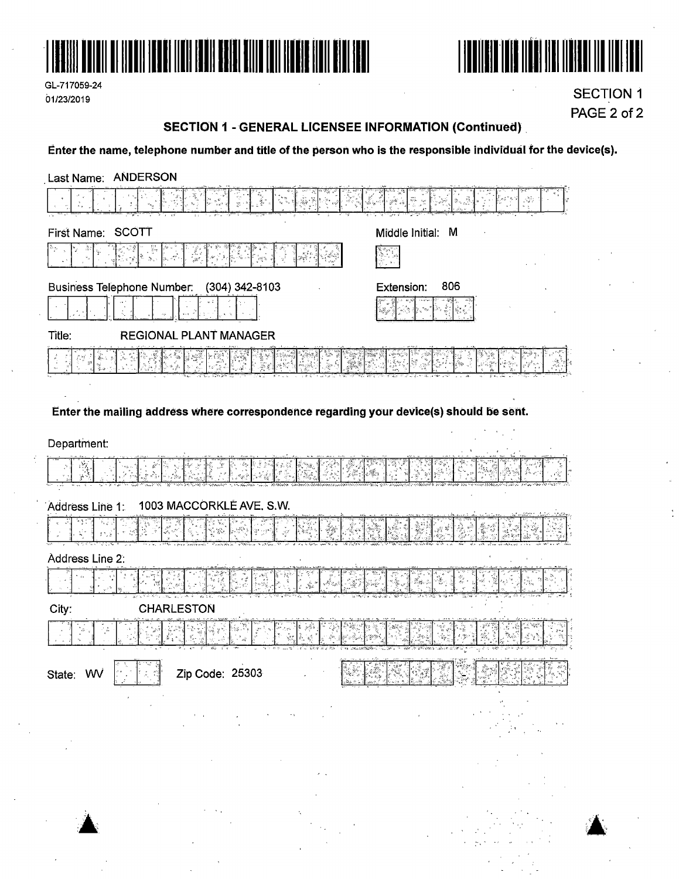GL-717059-24
01/23/2019

SECTION 1

## SECTION 1 - GENERAL LICENSEE INFORMATION (Continued)

**Enter the name, telephone number and title of the person who is the responsible individual for the device(s).**

Last Name: ANDERSON

First Name: SCOTT

Middle Initial: M

Business Telephone Number: (304) 342-8103

Extension: 806

Title: REGIONAL PLANT MANAGER

**Enter the mailing address where correspondence regarding your device(s) should be sent.**

Department:

Address Line 1: 1003 MACCORKLE AVE. S.W.

Address Line 2:

City: CHARLESTON

State: WV

Zip Code: 25303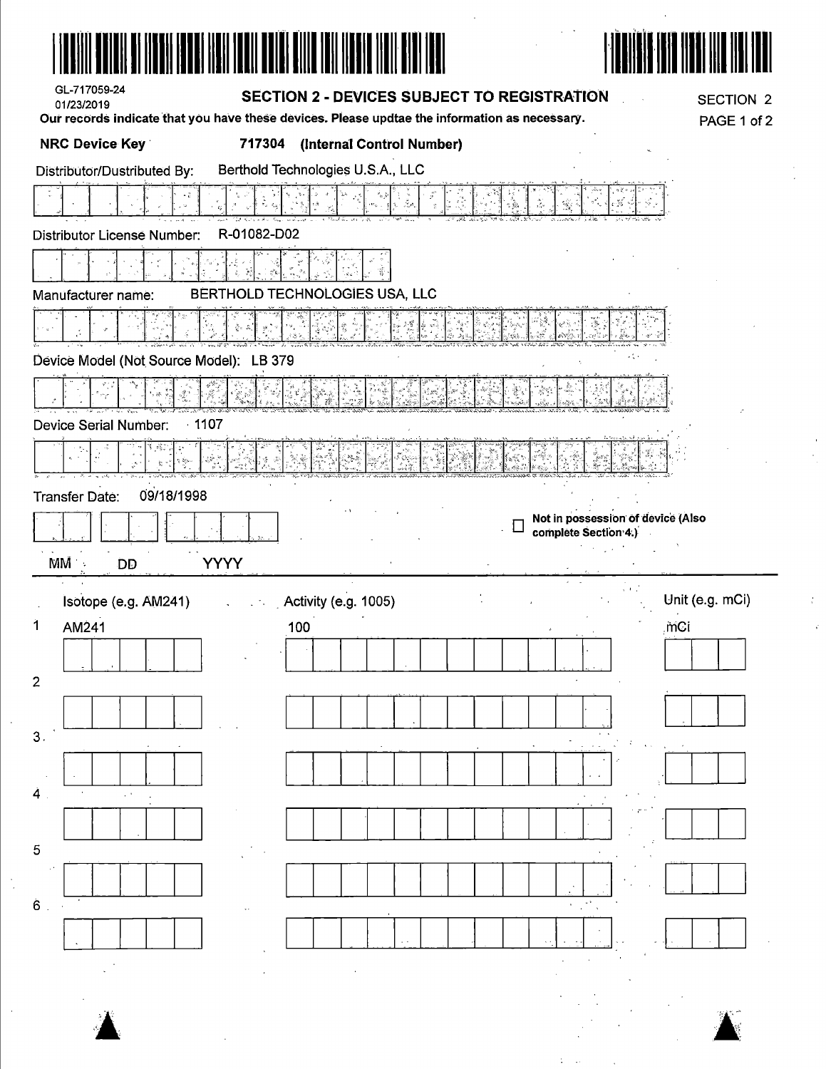GL-717059-24
01/23/2019

## SECTION 2 - DEVICES SUBJECT TO REGISTRATION

SECTION 2
PAGE 1 of 2

**Our records indicate that you have these devices. Please updtae the information as necessary.**

**NRC Device Key** **717304** **(Internal Control Number)**

Distributor/Dustributed By: Berthold Technologies U.S.A., LLC

Distributor License Number: R-01082-D02

Manufacturer name: BERTHOLD TECHNOLOGIES USA, LLC

Device Model (Not Source Model): LB 379

Device Serial Number: 1107

Transfer Date: 09/18/1998

MM DD YYYY

☐ **Not in possession of device (Also complete Section 4.)**

| | Isotope (e.g. AM241) | Activity (e.g. 1005) | Unit (e.g. mCi) |
|---|---|---|---|
| 1 | AM241 | 100 | mCi |
| 2 | | | |
| 3 | | | |
| 4 | | | |
| 5 | | | |
| 6 | | | |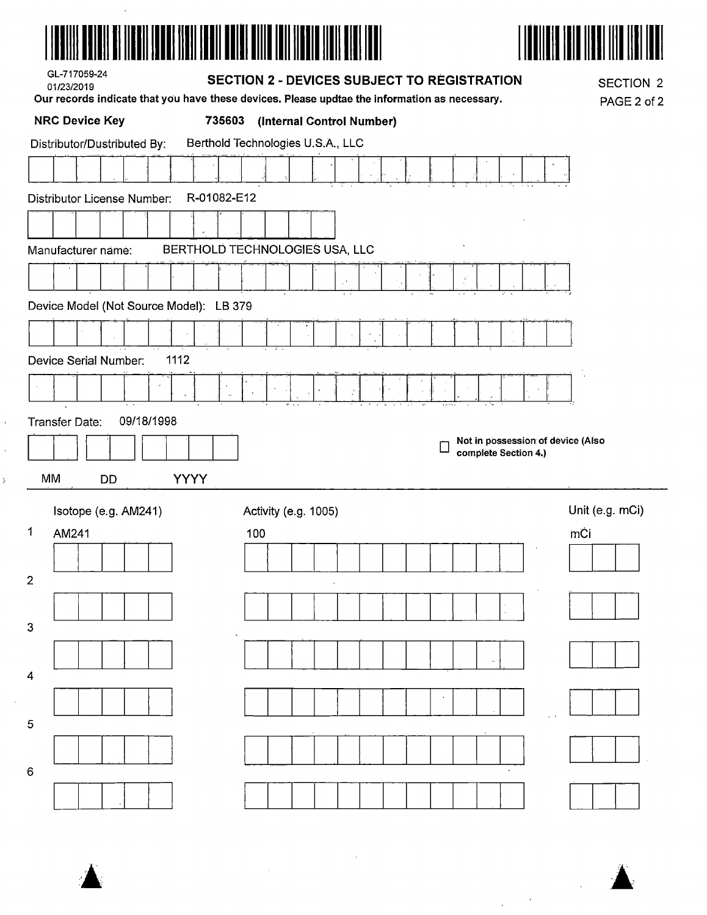GL-717059-24
01/23/2019

## SECTION 2 - DEVICES SUBJECT TO REGISTRATION

SECTION 2
PAGE 2 of 2

**Our records indicate that you have these devices. Please updtae the information as necessary.**

**NRC Device Key** **735603 (Internal Control Number)**

Distributor/Dustributed By: Berthold Technologies U.S.A., LLC

Distributor License Number: R-01082-E12

Manufacturer name: BERTHOLD TECHNOLOGIES USA, LLC

Device Model (Not Source Model): LB 379

Device Serial Number: 1112

Transfer Date: 09/18/1998

MM DD YYYY

☐ **Not in possession of device (Also complete Section 4.)**

| | Isotope (e.g. AM241) | Activity (e.g. 1005) | Unit (e.g. mCi) |
|---|---|---|---|
| 1 | AM241 | 100 | mCi |
| 2 | | | |
| 3 | | | |
| 4 | | | |
| 5 | | | |
| 6 | | | |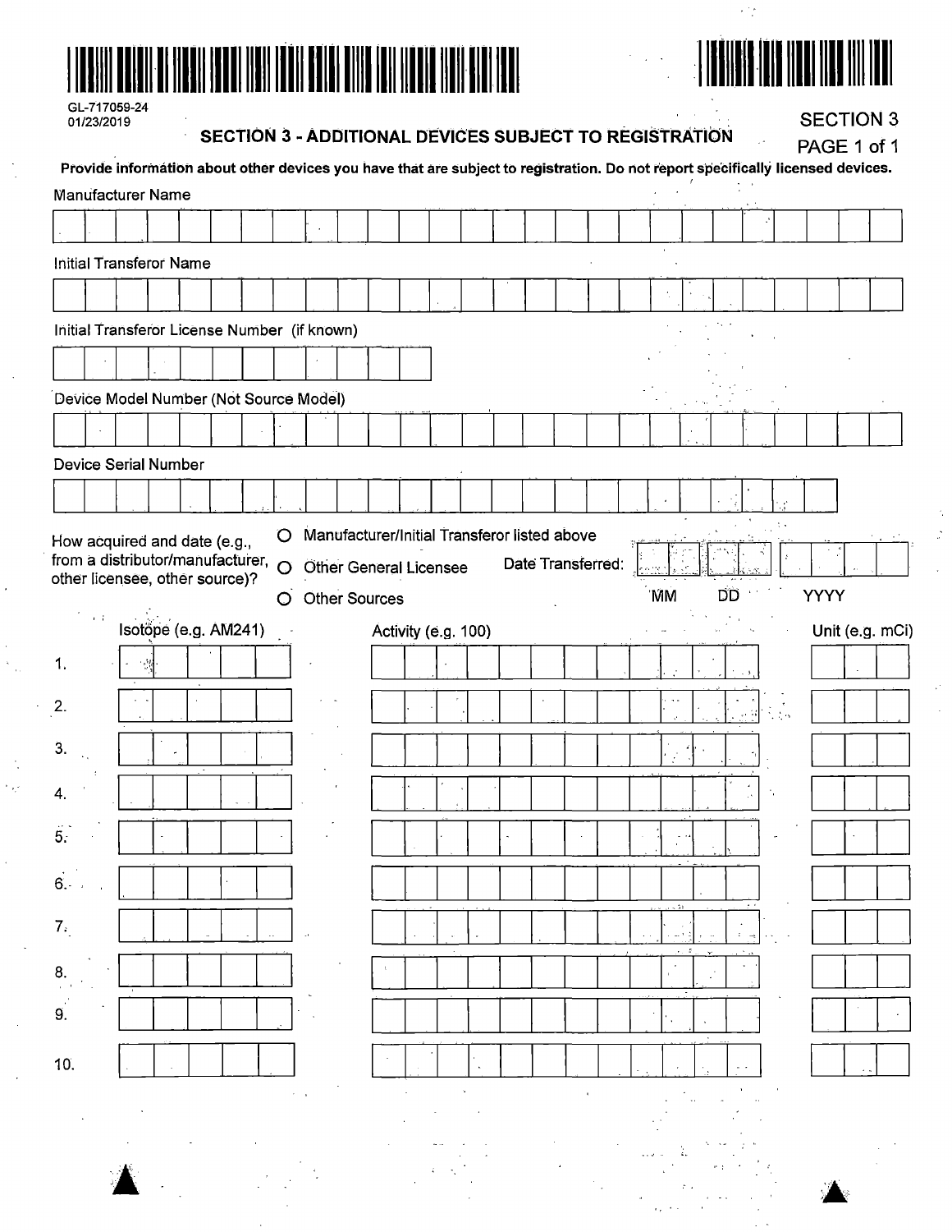GL-717059-24
01/23/2019

## SECTION 3 - ADDITIONAL DEVICES SUBJECT TO REGISTRATION

SECTION 3
PAGE 1 of 1

**Provide information about other devices you have that are subject to registration. Do not report specifically licensed devices.**

Manufacturer Name

Initial Transferor Name

Initial Transferor License Number (if known)

Device Model Number (Not Source Model)

Device Serial Number

How acquired and date (e.g., from a distributor/manufacturer, other licensee, other source)?

- ○ Manufacturer/Initial Transferor listed above
- ○ Other General Licensee
- ○ Other Sources

Date Transferred: MM DD YYYY

| | Isotope (e.g. AM241) | Activity (e.g. 100) | Unit (e.g. mCi) |
|---|---|---|---|
| 1. | | | |
| 2. | | | |
| 3. | | | |
| 4. | | | |
| 5. | | | |
| 6. | | | |
| 7. | | | |
| 8. | | | |
| 9. | | | |
| 10. | | | |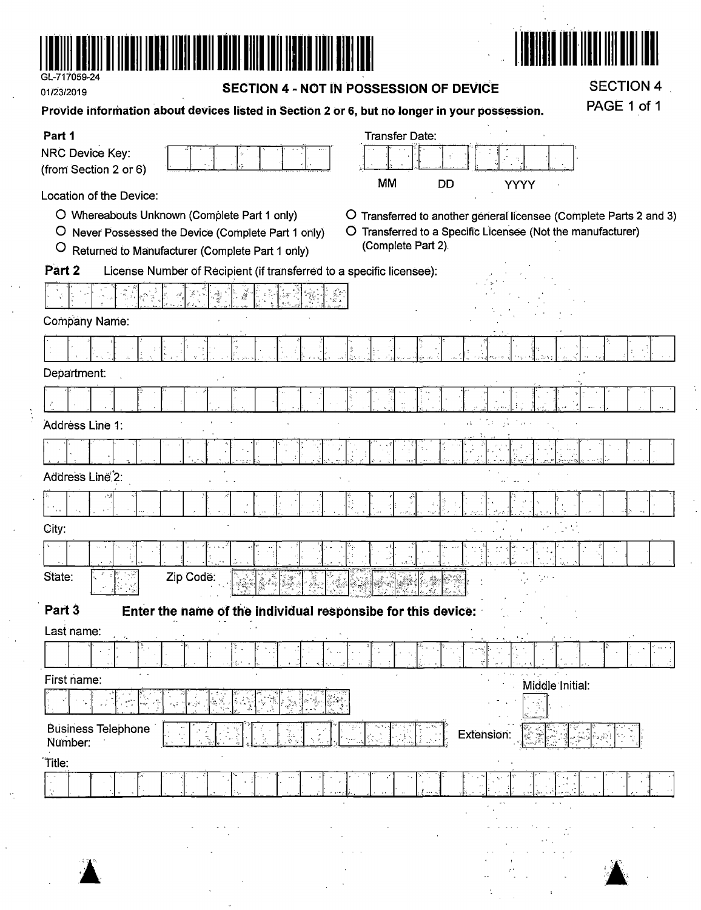GL-717059-24

01/23/2019

## SECTION 4 - NOT IN POSSESSION OF DEVICE

SECTION 4

PAGE 1 of 1

**Provide information about devices listed in Section 2 or 6, but no longer in your possession.**

**Part 1**

NRC Device Key: (from Section 2 or 6)

Transfer Date: MM DD YYYY

Location of the Device:

- ○ Whereabouts Unknown (Complete Part 1 only)
- ○ Never Possessed the Device (Complete Part 1 only)
- ○ Returned to Manufacturer (Complete Part 1 only)
- ○ Transferred to another general licensee (Complete Parts 2 and 3)
- ○ Transferred to a Specific Licensee (Not the manufacturer) (Complete Part 2)

**Part 2** License Number of Recipient (if transferred to a specific licensee):

Company Name:

Department:

Address Line 1:

Address Line 2:

City:

State: Zip Code:

**Part 3** **Enter the name of the individual responsibe for this device:**

Last name:

First name: Middle Initial:

Business Telephone Number: Extension:

Title: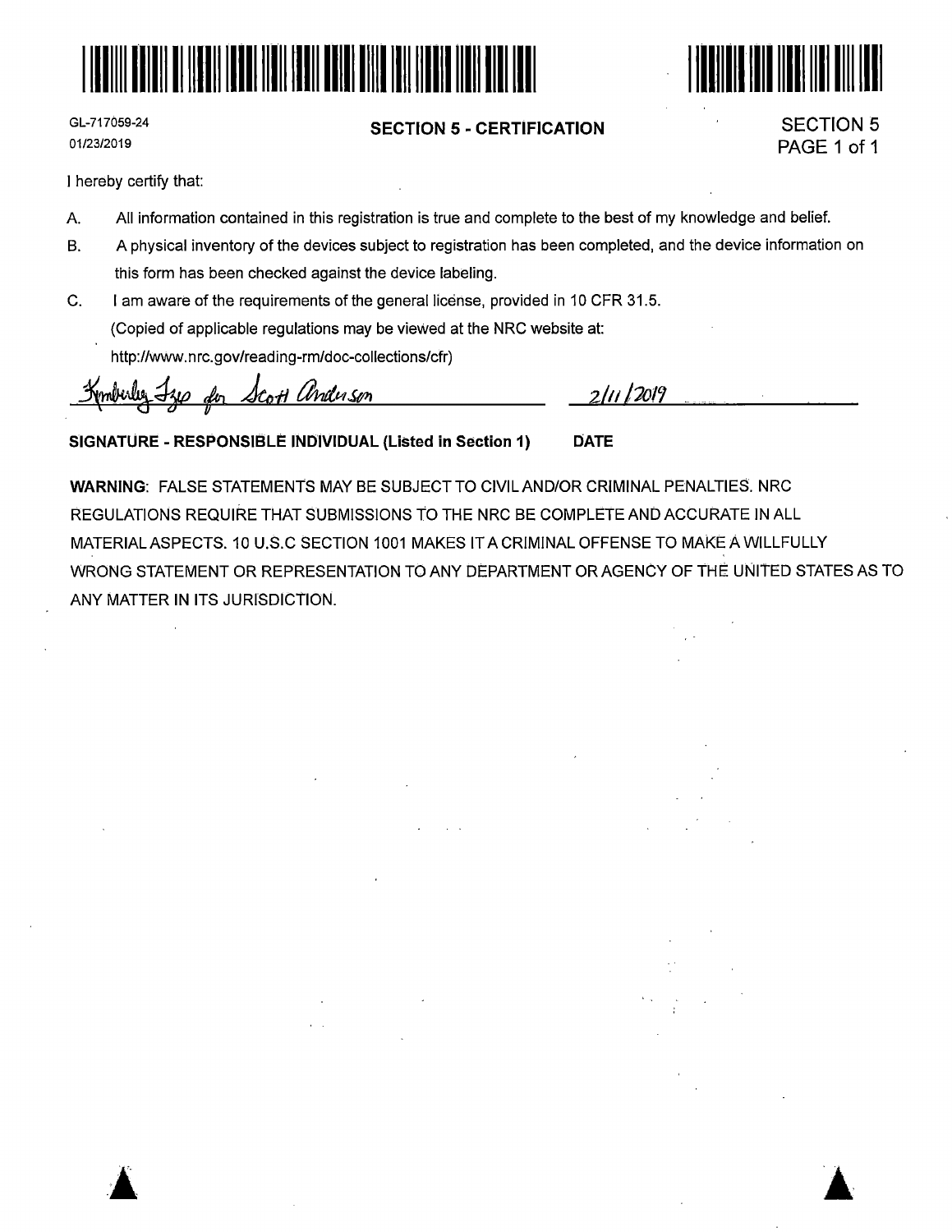GL-717059-24
01/23/2019

## SECTION 5 - CERTIFICATION

SECTION 5
PAGE 1 of 1

I hereby certify that:

A. All information contained in this registration is true and complete to the best of my knowledge and belief.

B. A physical inventory of the devices subject to registration has been completed, and the device information on this form has been checked against the device labeling.

C. I am aware of the requirements of the general license, provided in 10 CFR 31.5.
(Copied of applicable regulations may be viewed at the NRC website at:
http://www.nrc.gov/reading-rm/doc-collections/cfr)

Kimberly Tzeo for Scott Anderson          2/11/2019

**SIGNATURE - RESPONSIBLE INDIVIDUAL (Listed in Section 1)          DATE**

**WARNING**: FALSE STATEMENTS MAY BE SUBJECT TO CIVIL AND/OR CRIMINAL PENALTIES. NRC REGULATIONS REQUIRE THAT SUBMISSIONS TO THE NRC BE COMPLETE AND ACCURATE IN ALL MATERIAL ASPECTS. 10 U.S.C SECTION 1001 MAKES IT A CRIMINAL OFFENSE TO MAKE A WILLFULLY WRONG STATEMENT OR REPRESENTATION TO ANY DEPARTMENT OR AGENCY OF THE UNITED STATES AS TO ANY MATTER IN ITS JURISDICTION.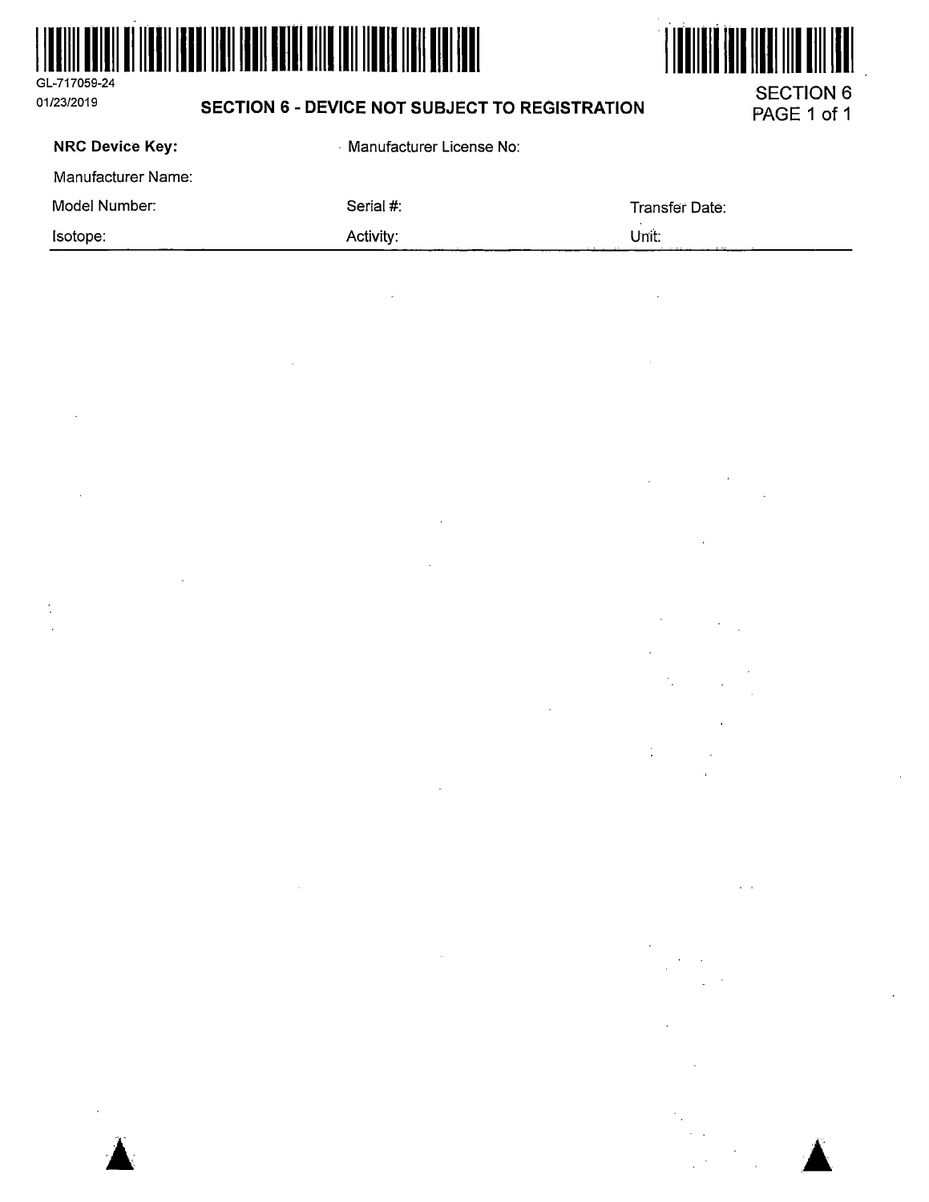GL-717059-24

01/23/2019

## SECTION 6 - DEVICE NOT SUBJECT TO REGISTRATION

SECTION 6
PAGE 1 of 1

| | | |
|---|---|---|
| **NRC Device Key:** | Manufacturer License No: | |
| Manufacturer Name: | | |
| Model Number: | Serial #: | Transfer Date: |
| Isotope: | Activity: | Unit: |